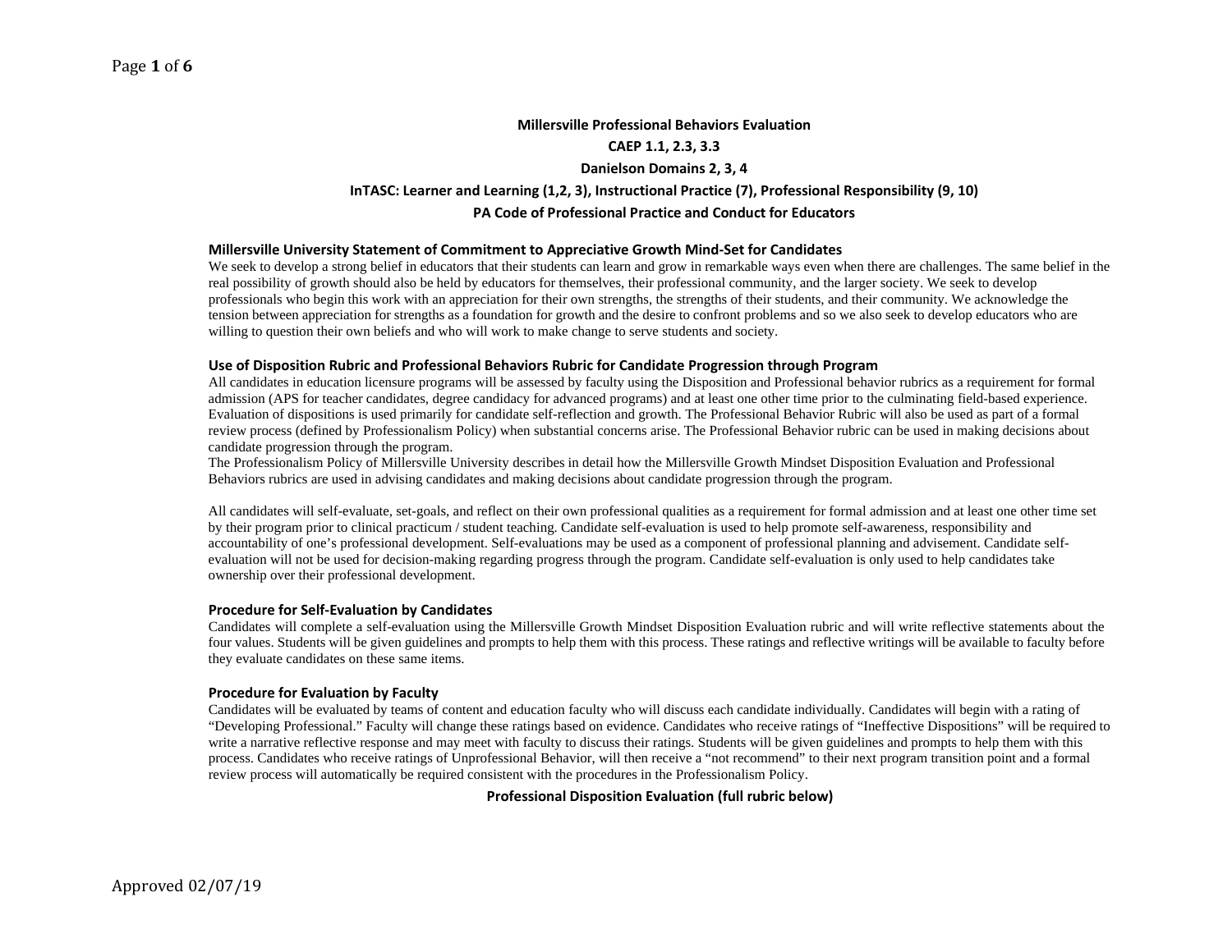# Millersville Professional Behaviors Evaluation

**CAEP 1.1, 2.3, 3.3**

**Danielson Domains 2, 3, 4**

**InTASC: Learner and Learning (1,2, 3), Instructional Practice (7), Professional Responsibility (9, 10)**

**PA Code of Professional Practice and Conduct for Educators**

### Millersville University Statement of Commitment to Appreciative Growth Mind-Set for Candidates

We seek to develop a strong belief in educators that their students can learn and grow in remarkable ways even when there are challenges. The same belief in the real possibility of growth should also be held by educators for themselves, their professional community, and the larger society. We seek to develop professionals who begin this work with an appreciation for their own strengths, the strengths of their students, and their community. We acknowledge the tension between appreciation for strengths as a foundation for growth and the desire to confront problems and so we also seek to develop educators who are willing to question their own beliefs and who will work to make change to serve students and society.

### Use of Disposition Rubric and Professional Behaviors Rubric for Candidate Progression through Program

All candidates in education licensure programs will be assessed by faculty using the Disposition and Professional behavior rubrics as a requirement for formal admission (APS for teacher candidates, degree candidacy for advanced programs) and at least one other time prior to the culminating field-based experience. Evaluation of dispositions is used primarily for candidate self-reflection and growth. The Professional Behavior Rubric will also be used as part of a formal review process (defined by Professionalism Policy) when substantial concerns arise. The Professional Behavior rubric can be used in making decisions about candidate progression through the program.

The Professionalism Policy of Millersville University describes in detail how the Millersville Growth Mindset Disposition Evaluation and Professional Behaviors rubrics are used in advising candidates and making decisions about candidate progression through the program.

All candidates will self-evaluate, set-goals, and reflect on their own professional qualities as a requirement for formal admission and at least one other time set by their program prior to clinical practicum / student teaching. Candidate self-evaluation is used to help promote self-awareness, responsibility and accountability of one's professional development. Self-evaluations may be used as a component of professional planning and advisement. Candidate self-evaluation will not be used for decision-making regarding progress through the program. Candidate self-evaluation is only used to help candidates take ownership over their professional development.

### Procedure for Self-Evaluation by Candidates

Candidates will complete a self-evaluation using the Millersville Growth Mindset Disposition Evaluation rubric and will write reflective statements about the four values. Students will be given guidelines and prompts to help them with this process. These ratings and reflective writings will be available to faculty before they evaluate candidates on these same items.

### Procedure for Evaluation by Faculty

Candidates will be evaluated by teams of content and education faculty who will discuss each candidate individually. Candidates will begin with a rating of "Developing Professional." Faculty will change these ratings based on evidence. Candidates who receive ratings of "Ineffective Dispositions" will be required to write a narrative reflective response and may meet with faculty to discuss their ratings. Students will be given guidelines and prompts to help them with this process. Candidates who receive ratings of Unprofessional Behavior, will then receive a "not recommend" to their next program transition point and a formal review process will automatically be required consistent with the procedures in the Professionalism Policy.

**Professional Disposition Evaluation (full rubric below)**

Approved 02/07/19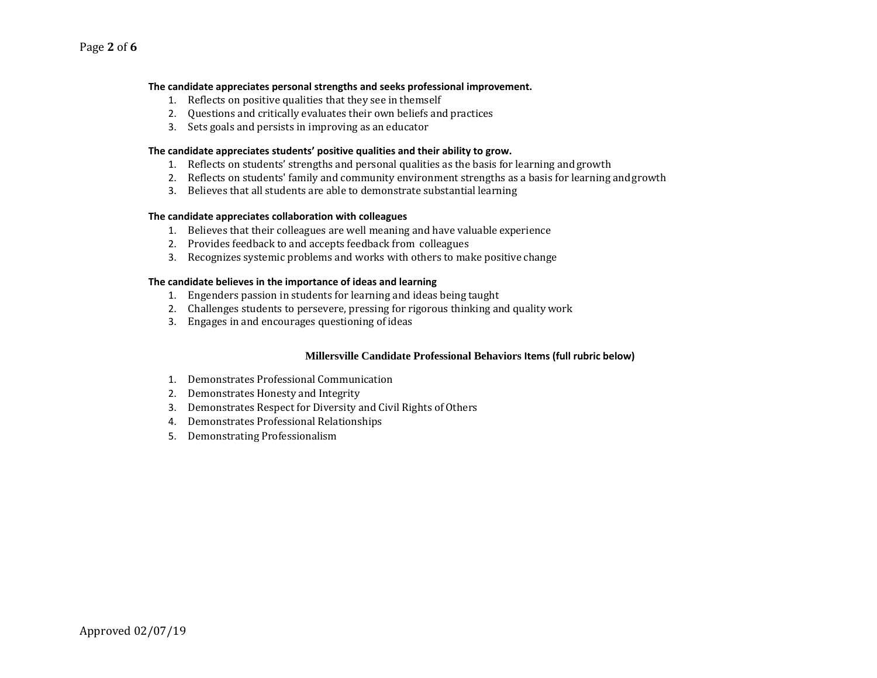**The candidate appreciates personal strengths and seeks professional improvement.**

1. Reflects on positive qualities that they see in themself
2. Questions and critically evaluates their own beliefs and practices
3. Sets goals and persists in improving as an educator

**The candidate appreciates students' positive qualities and their ability to grow.**

1. Reflects on students' strengths and personal qualities as the basis for learning and growth
2. Reflects on students' family and community environment strengths as a basis for learning and growth
3. Believes that all students are able to demonstrate substantial learning

**The candidate appreciates collaboration with colleagues**

1. Believes that their colleagues are well meaning and have valuable experience
2. Provides feedback to and accepts feedback from colleagues
3. Recognizes systemic problems and works with others to make positive change

**The candidate believes in the importance of ideas and learning**

1. Engenders passion in students for learning and ideas being taught
2. Challenges students to persevere, pressing for rigorous thinking and quality work
3. Engages in and encourages questioning of ideas

### Millersville Candidate Professional Behaviors Items (full rubric below)

1. Demonstrates Professional Communication
2. Demonstrates Honesty and Integrity
3. Demonstrates Respect for Diversity and Civil Rights of Others
4. Demonstrates Professional Relationships
5. Demonstrating Professionalism

Approved 02/07/19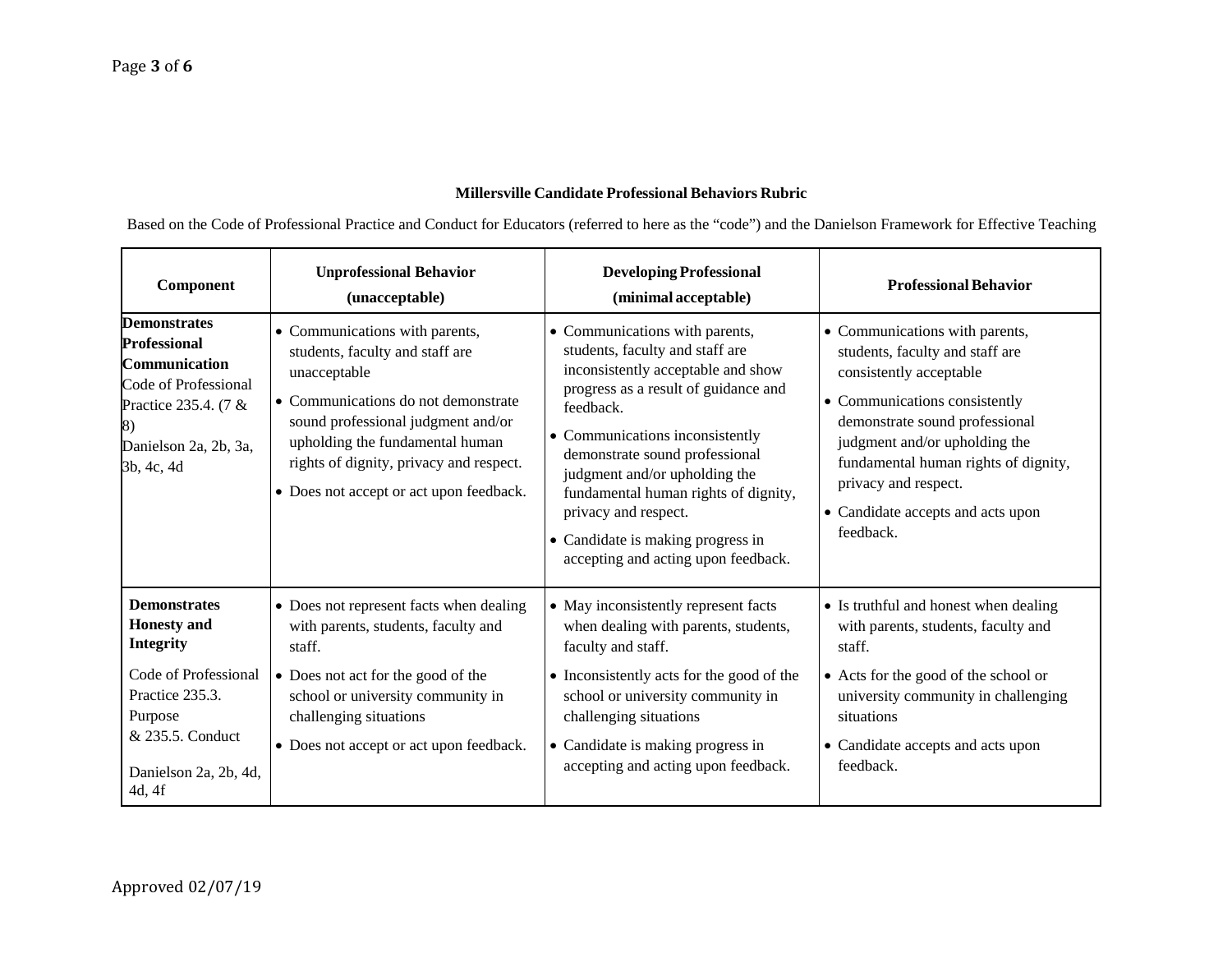**Millersville Candidate Professional Behaviors Rubric**

Based on the Code of Professional Practice and Conduct for Educators (referred to here as the "code") and the Danielson Framework for Effective Teaching

| Component | Unprofessional Behavior (unacceptable) | Developing Professional (minimal acceptable) | Professional Behavior |
|---|---|---|---|
| **Demonstrates Professional Communication** Code of Professional Practice 235.4. (7 & 8) Danielson 2a, 2b, 3a, 3b, 4c, 4d | • Communications with parents, students, faculty and staff are unacceptable<br>• Communications do not demonstrate sound professional judgment and/or upholding the fundamental human rights of dignity, privacy and respect.<br>• Does not accept or act upon feedback. | • Communications with parents, students, faculty and staff are inconsistently acceptable and show progress as a result of guidance and feedback.<br>• Communications inconsistently demonstrate sound professional judgment and/or upholding the fundamental human rights of dignity, privacy and respect.<br>• Candidate is making progress in accepting and acting upon feedback. | • Communications with parents, students, faculty and staff are consistently acceptable<br>• Communications consistently demonstrate sound professional judgment and/or upholding the fundamental human rights of dignity, privacy and respect.<br>• Candidate accepts and acts upon feedback. |
| **Demonstrates Honesty and Integrity** Code of Professional Practice 235.3. Purpose & 235.5. Conduct Danielson 2a, 2b, 4d, 4d, 4f | • Does not represent facts when dealing with parents, students, faculty and staff.<br>• Does not act for the good of the school or university community in challenging situations<br>• Does not accept or act upon feedback. | • May inconsistently represent facts when dealing with parents, students, faculty and staff.<br>• Inconsistently acts for the good of the school or university community in challenging situations<br>• Candidate is making progress in accepting and acting upon feedback. | • Is truthful and honest when dealing with parents, students, faculty and staff.<br>• Acts for the good of the school or university community in challenging situations<br>• Candidate accepts and acts upon feedback. |

Approved 02/07/19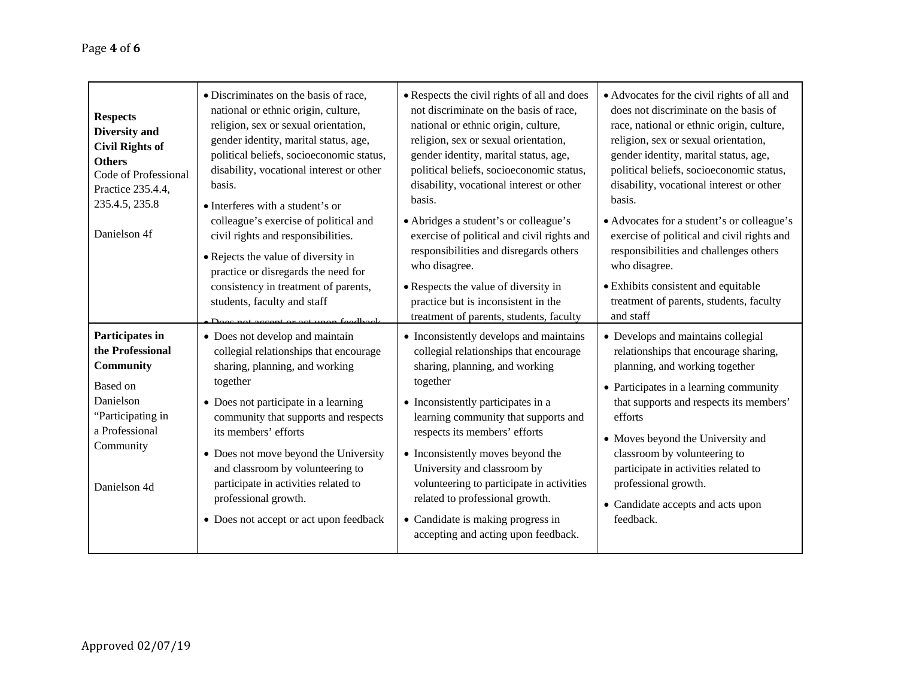| | | | |
|---|---|---|---|
| **Respects Diversity and Civil Rights of Others** Code of Professional Practice 235.4.4, 235.4.5, 235.8<br><br>Danielson 4f | • Discriminates on the basis of race, national or ethnic origin, culture, religion, sex or sexual orientation, gender identity, marital status, age, political beliefs, socioeconomic status, disability, vocational interest or other basis.<br>• Interferes with a student's or colleague's exercise of political and civil rights and responsibilities.<br>• Rejects the value of diversity in practice or disregards the need for consistency in treatment of parents, students, faculty and staff<br>• Does not accept or act upon feedback | • Respects the civil rights of all and does not discriminate on the basis of race, national or ethnic origin, culture, religion, sex or sexual orientation, gender identity, marital status, age, political beliefs, socioeconomic status, disability, vocational interest or other basis.<br>• Abridges a student's or colleague's exercise of political and civil rights and responsibilities and disregards others who disagree.<br>• Respects the value of diversity in practice but is inconsistent in the treatment of parents, students, faculty | • Advocates for the civil rights of all and does not discriminate on the basis of race, national or ethnic origin, culture, religion, sex or sexual orientation, gender identity, marital status, age, political beliefs, socioeconomic status, disability, vocational interest or other basis.<br>• Advocates for a student's or colleague's exercise of political and civil rights and responsibilities and challenges others who disagree.<br>• Exhibits consistent and equitable treatment of parents, students, faculty and staff |
| **Participates in the Professional Community**<br>Based on Danielson "Participating in a Professional Community<br><br>Danielson 4d | • Does not develop and maintain collegial relationships that encourage sharing, planning, and working together<br>• Does not participate in a learning community that supports and respects its members' efforts<br>• Does not move beyond the University and classroom by volunteering to participate in activities related to professional growth.<br>• Does not accept or act upon feedback | • Inconsistently develops and maintains collegial relationships that encourage sharing, planning, and working together<br>• Inconsistently participates in a learning community that supports and respects its members' efforts<br>• Inconsistently moves beyond the University and classroom by volunteering to participate in activities related to professional growth.<br>• Candidate is making progress in accepting and acting upon feedback. | • Develops and maintains collegial relationships that encourage sharing, planning, and working together<br>• Participates in a learning community that supports and respects its members' efforts<br>• Moves beyond the University and classroom by volunteering to participate in activities related to professional growth.<br>• Candidate accepts and acts upon feedback. |

Approved 02/07/19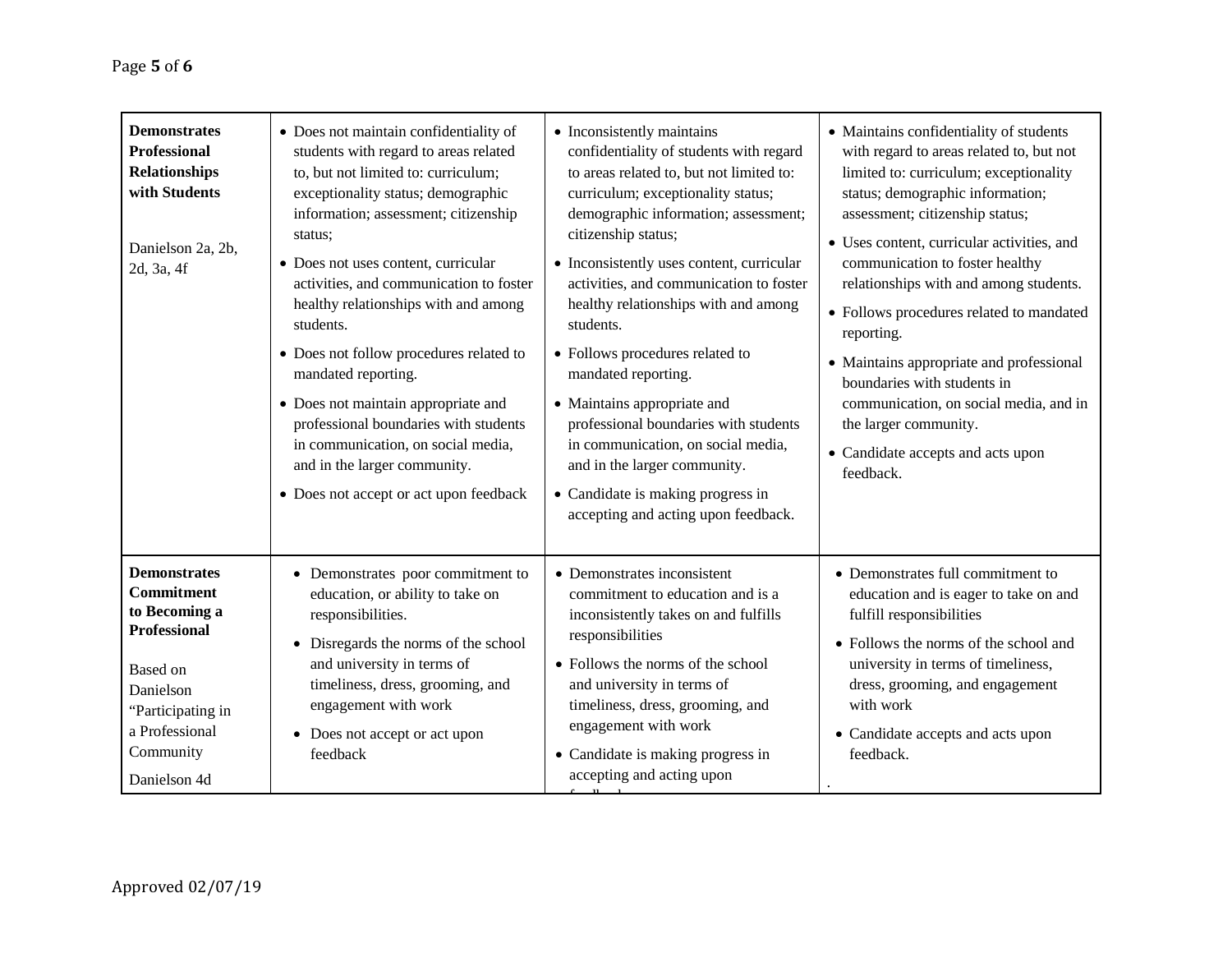| | | | |
|---|---|---|---|
| **Demonstrates Professional Relationships with Students**<br><br>Danielson 2a, 2b, 2d, 3a, 4f | • Does not maintain confidentiality of students with regard to areas related to, but not limited to: curriculum; exceptionality status; demographic information; assessment; citizenship status;<br>• Does not uses content, curricular activities, and communication to foster healthy relationships with and among students.<br>• Does not follow procedures related to mandated reporting.<br>• Does not maintain appropriate and professional boundaries with students in communication, on social media, and in the larger community.<br>• Does not accept or act upon feedback | • Inconsistently maintains confidentiality of students with regard to areas related to, but not limited to: curriculum; exceptionality status; demographic information; assessment; citizenship status;<br>• Inconsistently uses content, curricular activities, and communication to foster healthy relationships with and among students.<br>• Follows procedures related to mandated reporting.<br>• Maintains appropriate and professional boundaries with students in communication, on social media, and in the larger community.<br>• Candidate is making progress in accepting and acting upon feedback. | • Maintains confidentiality of students with regard to areas related to, but not limited to: curriculum; exceptionality status; demographic information; assessment; citizenship status;<br>• Uses content, curricular activities, and communication to foster healthy relationships with and among students.<br>• Follows procedures related to mandated reporting.<br>• Maintains appropriate and professional boundaries with students in communication, on social media, and in the larger community.<br>• Candidate accepts and acts upon feedback. |
| **Demonstrates Commitment to Becoming a Professional**<br><br>Based on Danielson "Participating in a Professional Community<br><br>Danielson 4d | • Demonstrates poor commitment to education, or ability to take on responsibilities.<br>• Disregards the norms of the school and university in terms of timeliness, dress, grooming, and engagement with work<br>• Does not accept or act upon feedback | • Demonstrates inconsistent commitment to education and is a inconsistently takes on and fulfills responsibilities<br>• Follows the norms of the school and university in terms of timeliness, dress, grooming, and engagement with work<br>• Candidate is making progress in accepting and acting upon feedback | • Demonstrates full commitment to education and is eager to take on and fulfill responsibilities<br>• Follows the norms of the school and university in terms of timeliness, dress, grooming, and engagement with work<br>• Candidate accepts and acts upon feedback.<br>. |

Approved 02/07/19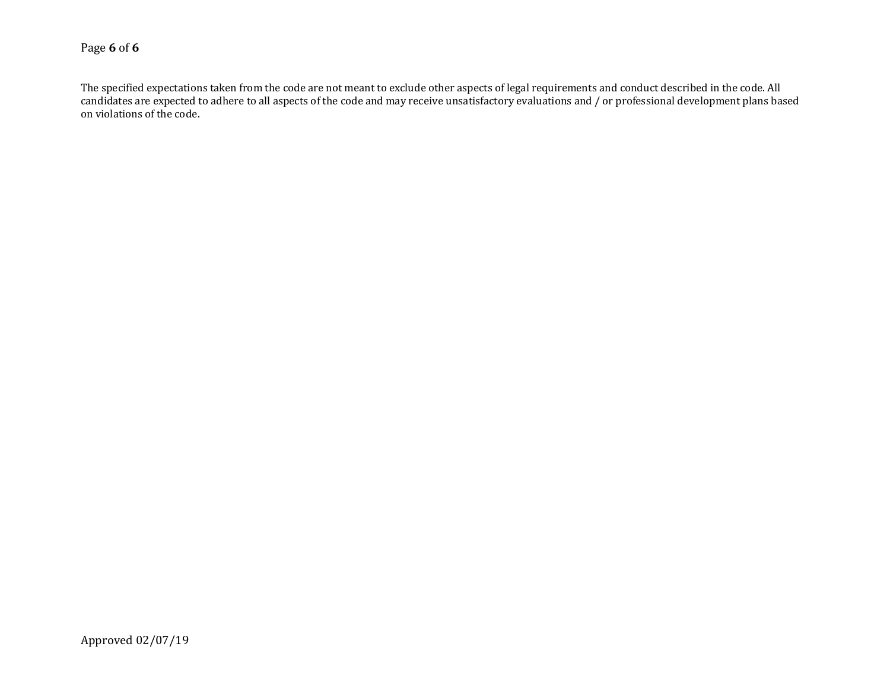The specified expectations taken from the code are not meant to exclude other aspects of legal requirements and conduct described in the code. All candidates are expected to adhere to all aspects of the code and may receive unsatisfactory evaluations and / or professional development plans based on violations of the code.

Approved 02/07/19